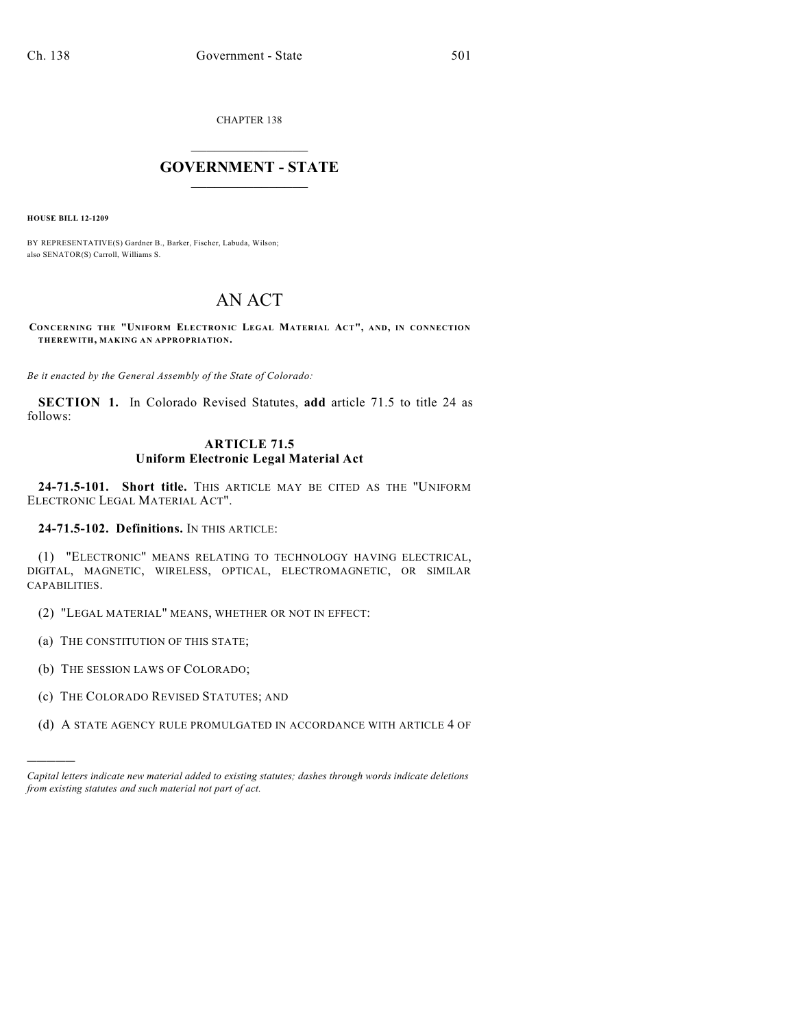CHAPTER 138

# GOVERNMENT - STATE

**HOUSE BILL 12-1209**

BY REPRESENTATIVE(S) Gardner B., Barker, Fischer, Labuda, Wilson; also SENATOR(S) Carroll, Williams S.

# AN ACT

**CONCERNING THE "UNIFORM ELECTRONIC LEGAL MATERIAL ACT", AND, IN CONNECTION THEREWITH, MAKING AN APPROPRIATION.**

*Be it enacted by the General Assembly of the State of Colorado:*

**SECTION 1.** In Colorado Revised Statutes, **add** article 71.5 to title 24 as follows:

## ARTICLE 71.5
## Uniform Electronic Legal Material Act

**24-71.5-101. Short title.** THIS ARTICLE MAY BE CITED AS THE "UNIFORM ELECTRONIC LEGAL MATERIAL ACT".

**24-71.5-102. Definitions.** IN THIS ARTICLE:

(1) "ELECTRONIC" MEANS RELATING TO TECHNOLOGY HAVING ELECTRICAL, DIGITAL, MAGNETIC, WIRELESS, OPTICAL, ELECTROMAGNETIC, OR SIMILAR CAPABILITIES.

(2) "LEGAL MATERIAL" MEANS, WHETHER OR NOT IN EFFECT:

(a) THE CONSTITUTION OF THIS STATE;

(b) THE SESSION LAWS OF COLORADO;

(c) THE COLORADO REVISED STATUTES; AND

(d) A STATE AGENCY RULE PROMULGATED IN ACCORDANCE WITH ARTICLE 4 OF

---

*Capital letters indicate new material added to existing statutes; dashes through words indicate deletions from existing statutes and such material not part of act.*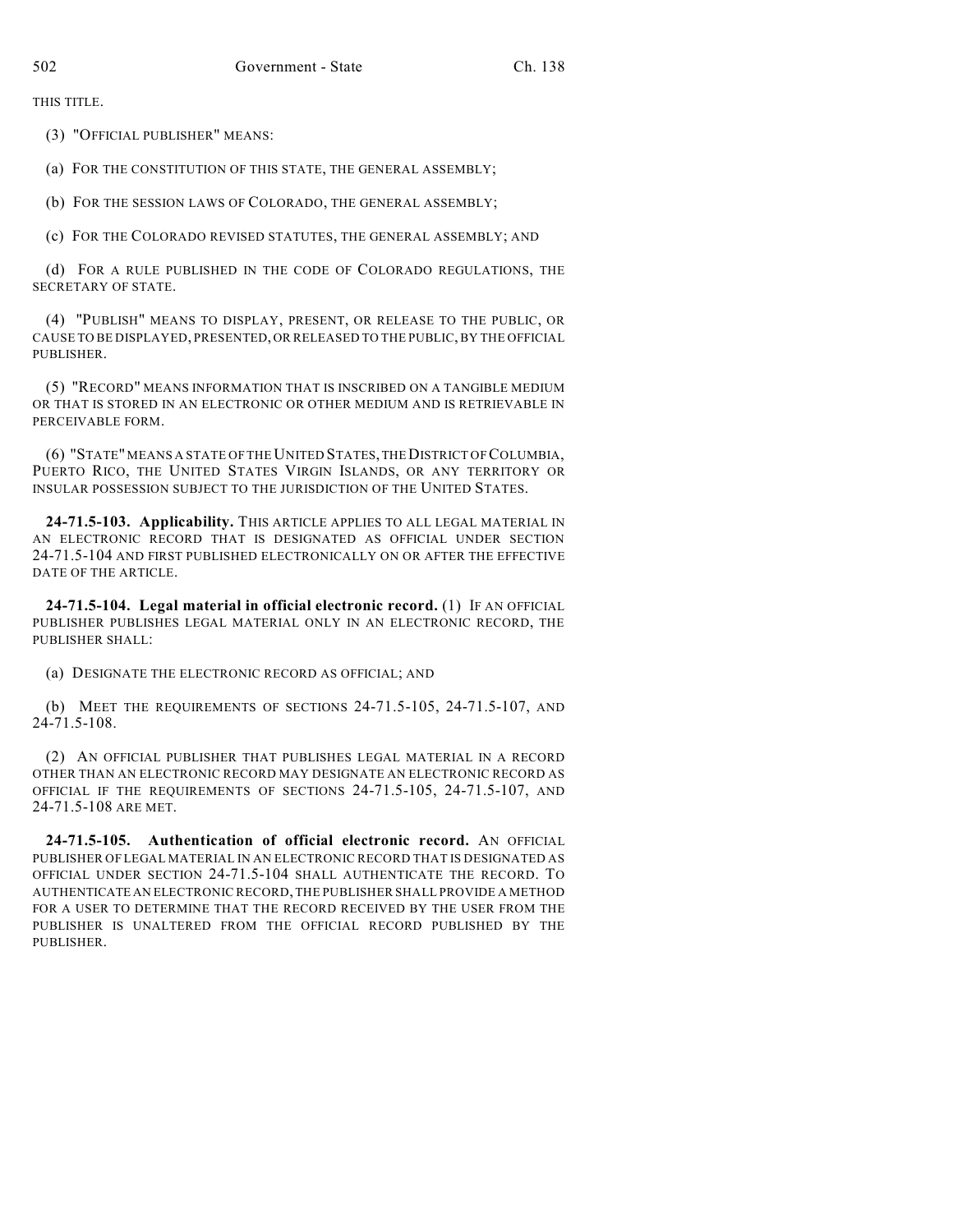THIS TITLE.

(3) "OFFICIAL PUBLISHER" MEANS:

(a) FOR THE CONSTITUTION OF THIS STATE, THE GENERAL ASSEMBLY;

(b) FOR THE SESSION LAWS OF COLORADO, THE GENERAL ASSEMBLY;

(c) FOR THE COLORADO REVISED STATUTES, THE GENERAL ASSEMBLY; AND

(d) FOR A RULE PUBLISHED IN THE CODE OF COLORADO REGULATIONS, THE SECRETARY OF STATE.

(4) "PUBLISH" MEANS TO DISPLAY, PRESENT, OR RELEASE TO THE PUBLIC, OR CAUSE TO BE DISPLAYED, PRESENTED, OR RELEASED TO THE PUBLIC, BY THE OFFICIAL PUBLISHER.

(5) "RECORD" MEANS INFORMATION THAT IS INSCRIBED ON A TANGIBLE MEDIUM OR THAT IS STORED IN AN ELECTRONIC OR OTHER MEDIUM AND IS RETRIEVABLE IN PERCEIVABLE FORM.

(6) "STATE" MEANS A STATE OF THE UNITED STATES, THE DISTRICT OF COLUMBIA, PUERTO RICO, THE UNITED STATES VIRGIN ISLANDS, OR ANY TERRITORY OR INSULAR POSSESSION SUBJECT TO THE JURISDICTION OF THE UNITED STATES.

**24-71.5-103. Applicability.** THIS ARTICLE APPLIES TO ALL LEGAL MATERIAL IN AN ELECTRONIC RECORD THAT IS DESIGNATED AS OFFICIAL UNDER SECTION 24-71.5-104 AND FIRST PUBLISHED ELECTRONICALLY ON OR AFTER THE EFFECTIVE DATE OF THE ARTICLE.

**24-71.5-104. Legal material in official electronic record.** (1) IF AN OFFICIAL PUBLISHER PUBLISHES LEGAL MATERIAL ONLY IN AN ELECTRONIC RECORD, THE PUBLISHER SHALL:

(a) DESIGNATE THE ELECTRONIC RECORD AS OFFICIAL; AND

(b) MEET THE REQUIREMENTS OF SECTIONS 24-71.5-105, 24-71.5-107, AND 24-71.5-108.

(2) AN OFFICIAL PUBLISHER THAT PUBLISHES LEGAL MATERIAL IN A RECORD OTHER THAN AN ELECTRONIC RECORD MAY DESIGNATE AN ELECTRONIC RECORD AS OFFICIAL IF THE REQUIREMENTS OF SECTIONS 24-71.5-105, 24-71.5-107, AND 24-71.5-108 ARE MET.

**24-71.5-105. Authentication of official electronic record.** AN OFFICIAL PUBLISHER OF LEGAL MATERIAL IN AN ELECTRONIC RECORD THAT IS DESIGNATED AS OFFICIAL UNDER SECTION 24-71.5-104 SHALL AUTHENTICATE THE RECORD. TO AUTHENTICATE AN ELECTRONIC RECORD, THE PUBLISHER SHALL PROVIDE A METHOD FOR A USER TO DETERMINE THAT THE RECORD RECEIVED BY THE USER FROM THE PUBLISHER IS UNALTERED FROM THE OFFICIAL RECORD PUBLISHED BY THE PUBLISHER.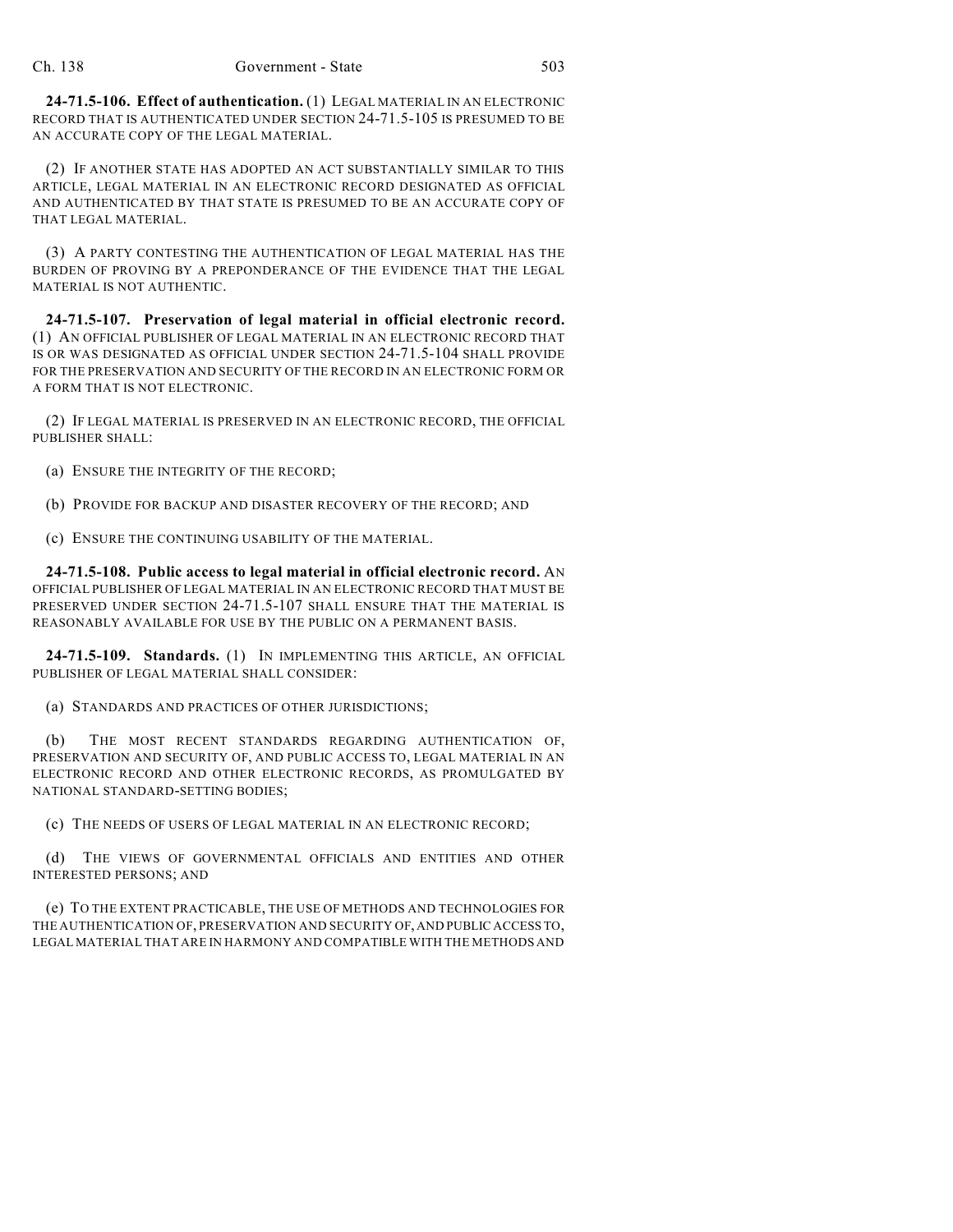**24-71.5-106. Effect of authentication.** (1) LEGAL MATERIAL IN AN ELECTRONIC RECORD THAT IS AUTHENTICATED UNDER SECTION 24-71.5-105 IS PRESUMED TO BE AN ACCURATE COPY OF THE LEGAL MATERIAL.

(2) IF ANOTHER STATE HAS ADOPTED AN ACT SUBSTANTIALLY SIMILAR TO THIS ARTICLE, LEGAL MATERIAL IN AN ELECTRONIC RECORD DESIGNATED AS OFFICIAL AND AUTHENTICATED BY THAT STATE IS PRESUMED TO BE AN ACCURATE COPY OF THAT LEGAL MATERIAL.

(3) A PARTY CONTESTING THE AUTHENTICATION OF LEGAL MATERIAL HAS THE BURDEN OF PROVING BY A PREPONDERANCE OF THE EVIDENCE THAT THE LEGAL MATERIAL IS NOT AUTHENTIC.

**24-71.5-107. Preservation of legal material in official electronic record.** (1) AN OFFICIAL PUBLISHER OF LEGAL MATERIAL IN AN ELECTRONIC RECORD THAT IS OR WAS DESIGNATED AS OFFICIAL UNDER SECTION 24-71.5-104 SHALL PROVIDE FOR THE PRESERVATION AND SECURITY OF THE RECORD IN AN ELECTRONIC FORM OR A FORM THAT IS NOT ELECTRONIC.

(2) IF LEGAL MATERIAL IS PRESERVED IN AN ELECTRONIC RECORD, THE OFFICIAL PUBLISHER SHALL:

(a) ENSURE THE INTEGRITY OF THE RECORD;

(b) PROVIDE FOR BACKUP AND DISASTER RECOVERY OF THE RECORD; AND

(c) ENSURE THE CONTINUING USABILITY OF THE MATERIAL.

**24-71.5-108. Public access to legal material in official electronic record.** AN OFFICIAL PUBLISHER OF LEGAL MATERIAL IN AN ELECTRONIC RECORD THAT MUST BE PRESERVED UNDER SECTION 24-71.5-107 SHALL ENSURE THAT THE MATERIAL IS REASONABLY AVAILABLE FOR USE BY THE PUBLIC ON A PERMANENT BASIS.

**24-71.5-109. Standards.** (1) IN IMPLEMENTING THIS ARTICLE, AN OFFICIAL PUBLISHER OF LEGAL MATERIAL SHALL CONSIDER:

(a) STANDARDS AND PRACTICES OF OTHER JURISDICTIONS;

(b) THE MOST RECENT STANDARDS REGARDING AUTHENTICATION OF, PRESERVATION AND SECURITY OF, AND PUBLIC ACCESS TO, LEGAL MATERIAL IN AN ELECTRONIC RECORD AND OTHER ELECTRONIC RECORDS, AS PROMULGATED BY NATIONAL STANDARD-SETTING BODIES;

(c) THE NEEDS OF USERS OF LEGAL MATERIAL IN AN ELECTRONIC RECORD;

(d) THE VIEWS OF GOVERNMENTAL OFFICIALS AND ENTITIES AND OTHER INTERESTED PERSONS; AND

(e) TO THE EXTENT PRACTICABLE, THE USE OF METHODS AND TECHNOLOGIES FOR THE AUTHENTICATION OF, PRESERVATION AND SECURITY OF, AND PUBLIC ACCESS TO, LEGAL MATERIAL THAT ARE IN HARMONY AND COMPATIBLE WITH THE METHODS AND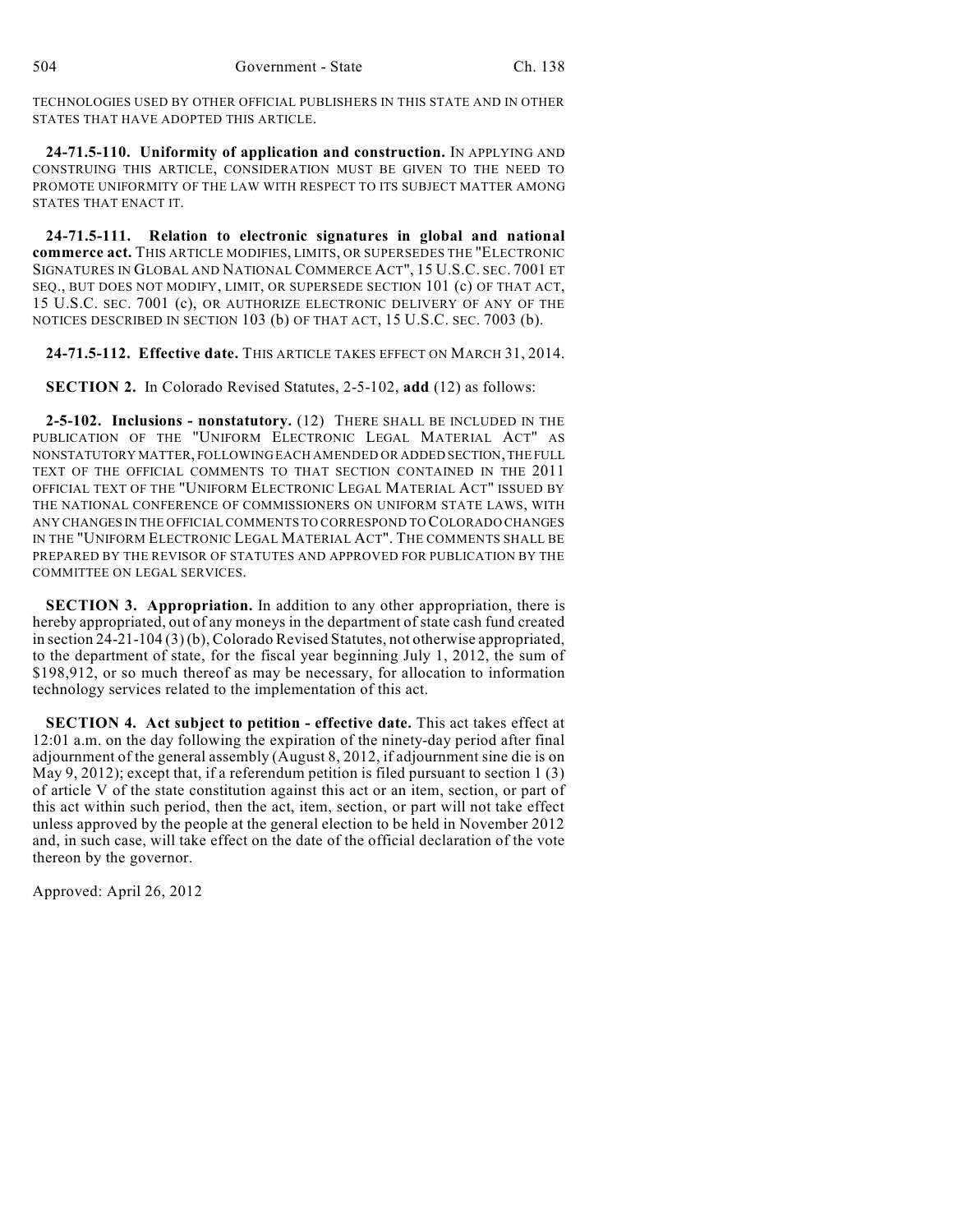TECHNOLOGIES USED BY OTHER OFFICIAL PUBLISHERS IN THIS STATE AND IN OTHER STATES THAT HAVE ADOPTED THIS ARTICLE.

**24-71.5-110. Uniformity of application and construction.** IN APPLYING AND CONSTRUING THIS ARTICLE, CONSIDERATION MUST BE GIVEN TO THE NEED TO PROMOTE UNIFORMITY OF THE LAW WITH RESPECT TO ITS SUBJECT MATTER AMONG STATES THAT ENACT IT.

**24-71.5-111. Relation to electronic signatures in global and national commerce act.** THIS ARTICLE MODIFIES, LIMITS, OR SUPERSEDES THE "ELECTRONIC SIGNATURES IN GLOBAL AND NATIONAL COMMERCE ACT", 15 U.S.C. SEC. 7001 ET SEQ., BUT DOES NOT MODIFY, LIMIT, OR SUPERSEDE SECTION 101 (c) OF THAT ACT, 15 U.S.C. SEC. 7001 (c), OR AUTHORIZE ELECTRONIC DELIVERY OF ANY OF THE NOTICES DESCRIBED IN SECTION 103 (b) OF THAT ACT, 15 U.S.C. SEC. 7003 (b).

**24-71.5-112. Effective date.** THIS ARTICLE TAKES EFFECT ON MARCH 31, 2014.

**SECTION 2.** In Colorado Revised Statutes, 2-5-102, **add** (12) as follows:

**2-5-102. Inclusions - nonstatutory.** (12) THERE SHALL BE INCLUDED IN THE PUBLICATION OF THE "UNIFORM ELECTRONIC LEGAL MATERIAL ACT" AS NONSTATUTORY MATTER, FOLLOWING EACH AMENDED OR ADDED SECTION, THE FULL TEXT OF THE OFFICIAL COMMENTS TO THAT SECTION CONTAINED IN THE 2011 OFFICIAL TEXT OF THE "UNIFORM ELECTRONIC LEGAL MATERIAL ACT" ISSUED BY THE NATIONAL CONFERENCE OF COMMISSIONERS ON UNIFORM STATE LAWS, WITH ANY CHANGES IN THE OFFICIAL COMMENTS TO CORRESPOND TO COLORADO CHANGES IN THE "UNIFORM ELECTRONIC LEGAL MATERIAL ACT". THE COMMENTS SHALL BE PREPARED BY THE REVISOR OF STATUTES AND APPROVED FOR PUBLICATION BY THE COMMITTEE ON LEGAL SERVICES.

**SECTION 3. Appropriation.** In addition to any other appropriation, there is hereby appropriated, out of any moneys in the department of state cash fund created in section 24-21-104 (3) (b), Colorado Revised Statutes, not otherwise appropriated, to the department of state, for the fiscal year beginning July 1, 2012, the sum of $198,912, or so much thereof as may be necessary, for allocation to information technology services related to the implementation of this act.

**SECTION 4. Act subject to petition - effective date.** This act takes effect at 12:01 a.m. on the day following the expiration of the ninety-day period after final adjournment of the general assembly (August 8, 2012, if adjournment sine die is on May 9, 2012); except that, if a referendum petition is filed pursuant to section 1 (3) of article V of the state constitution against this act or an item, section, or part of this act within such period, then the act, item, section, or part will not take effect unless approved by the people at the general election to be held in November 2012 and, in such case, will take effect on the date of the official declaration of the vote thereon by the governor.

Approved: April 26, 2012